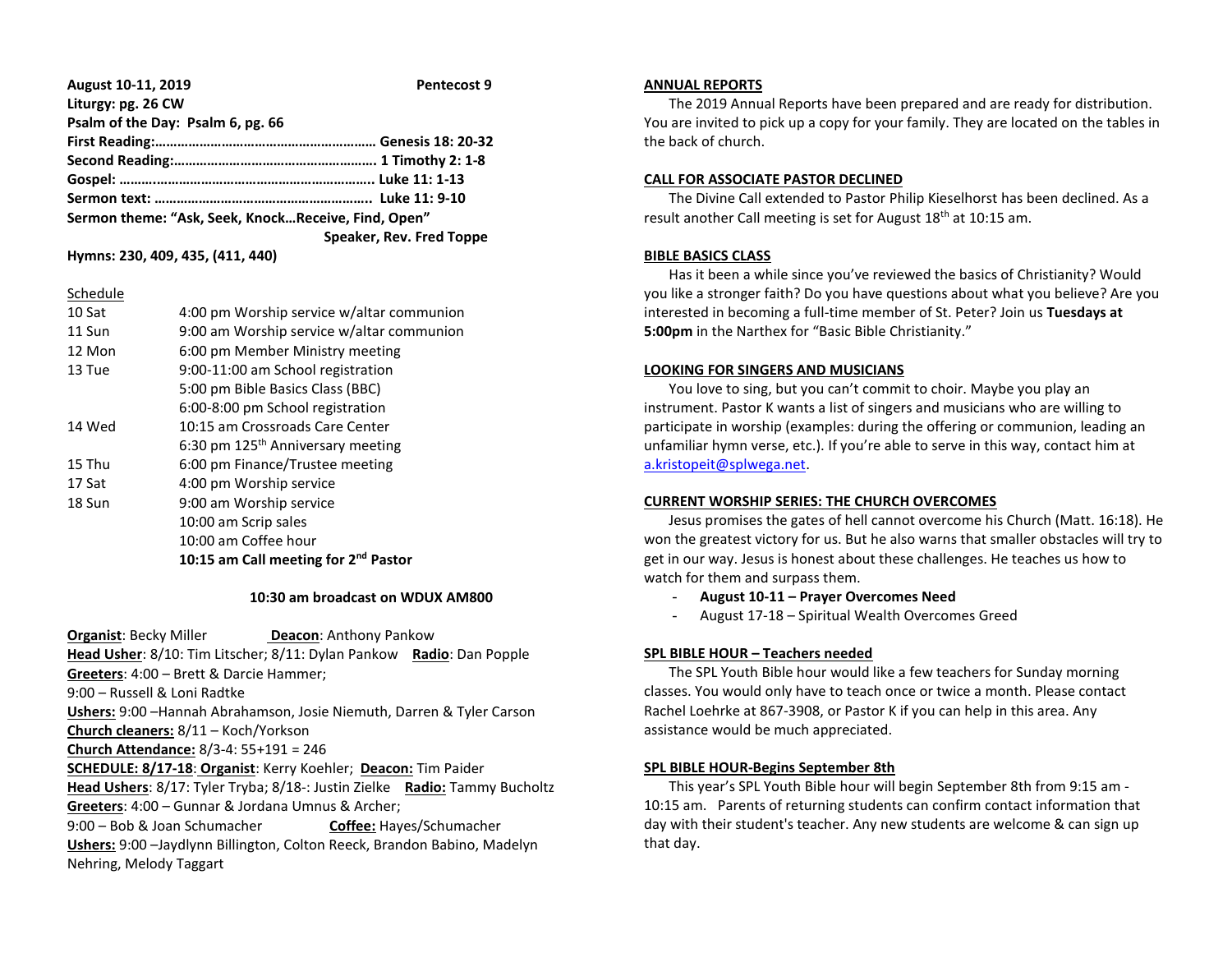**August 10-11, 2019** **Pentecost 9**

**Liturgy: pg. 26 CW**

**Psalm of the Day: Psalm 6, pg. 66**

**First Reading:…………………………………………………. Genesis 18: 20-32**

**Second Reading:……………………………………………. 1 Timothy 2: 1-8**

**Gospel: ……..……………………………………………….. Luke 11: 1-13**

**Sermon text: ………………………………………………. Luke 11: 9-10**

**Sermon theme: "Ask, Seek, Knock…Receive, Find, Open"**

**Speaker, Rev. Fred Toppe**

**Hymns: 230, 409, 435, (411, 440)**

Schedule

| | |
|---|---|
| 10 Sat | 4:00 pm Worship service w/altar communion |
| 11 Sun | 9:00 am Worship service w/altar communion |
| 12 Mon | 6:00 pm Member Ministry meeting |
| 13 Tue | 9:00-11:00 am School registration |
| | 5:00 pm Bible Basics Class (BBC) |
| | 6:00-8:00 pm School registration |
| 14 Wed | 10:15 am Crossroads Care Center |
| | 6:30 pm 125th Anniversary meeting |
| 15 Thu | 6:00 pm Finance/Trustee meeting |
| 17 Sat | 4:00 pm Worship service |
| 18 Sun | 9:00 am Worship service |
| | 10:00 am Scrip sales |
| | 10:00 am Coffee hour |
| | **10:15 am Call meeting for 2nd Pastor** |

**10:30 am broadcast on WDUX AM800**

**Organist**: Becky Miller **Deacon**: Anthony Pankow

**Head Usher**: 8/10: Tim Litscher; 8/11: Dylan Pankow **Radio**: Dan Popple

**Greeters**: 4:00 – Brett & Darcie Hammer;
9:00 – Russell & Loni Radtke

**Ushers:** 9:00 –Hannah Abrahamson, Josie Niemuth, Darren & Tyler Carson

**Church cleaners:** 8/11 – Koch/Yorkson

**Church Attendance:** 8/3-4: 55+191 = 246

**SCHEDULE: 8/17-18**: **Organist**: Kerry Koehler; **Deacon:** Tim Paider

**Head Ushers**: 8/17: Tyler Tryba; 8/18-: Justin Zielke **Radio:** Tammy Bucholtz

**Greeters**: 4:00 – Gunnar & Jordana Umnus & Archer;
9:00 – Bob & Joan Schumacher **Coffee:** Hayes/Schumacher

**Ushers:** 9:00 –Jaydlynn Billington, Colton Reeck, Brandon Babino, Madelyn Nehring, Melody Taggart

**ANNUAL REPORTS**

The 2019 Annual Reports have been prepared and are ready for distribution. You are invited to pick up a copy for your family. They are located on the tables in the back of church.

**CALL FOR ASSOCIATE PASTOR DECLINED**

The Divine Call extended to Pastor Philip Kieselhorst has been declined. As a result another Call meeting is set for August 18th at 10:15 am.

**BIBLE BASICS CLASS**

Has it been a while since you've reviewed the basics of Christianity? Would you like a stronger faith? Do you have questions about what you believe? Are you interested in becoming a full-time member of St. Peter? Join us **Tuesdays at 5:00pm** in the Narthex for "Basic Bible Christianity."

**LOOKING FOR SINGERS AND MUSICIANS**

You love to sing, but you can't commit to choir. Maybe you play an instrument. Pastor K wants a list of singers and musicians who are willing to participate in worship (examples: during the offering or communion, leading an unfamiliar hymn verse, etc.). If you're able to serve in this way, contact him at a.kristopeit@splwega.net.

**CURRENT WORSHIP SERIES: THE CHURCH OVERCOMES**

Jesus promises the gates of hell cannot overcome his Church (Matt. 16:18). He won the greatest victory for us. But he also warns that smaller obstacles will try to get in our way. Jesus is honest about these challenges. He teaches us how to watch for them and surpass them.

- **August 10-11 – Prayer Overcomes Need**
- August 17-18 – Spiritual Wealth Overcomes Greed

**SPL BIBLE HOUR – Teachers needed**

The SPL Youth Bible hour would like a few teachers for Sunday morning classes. You would only have to teach once or twice a month. Please contact Rachel Loehrke at 867-3908, or Pastor K if you can help in this area. Any assistance would be much appreciated.

**SPL BIBLE HOUR-Begins September 8th**

This year's SPL Youth Bible hour will begin September 8th from 9:15 am - 10:15 am. Parents of returning students can confirm contact information that day with their student's teacher. Any new students are welcome & can sign up that day.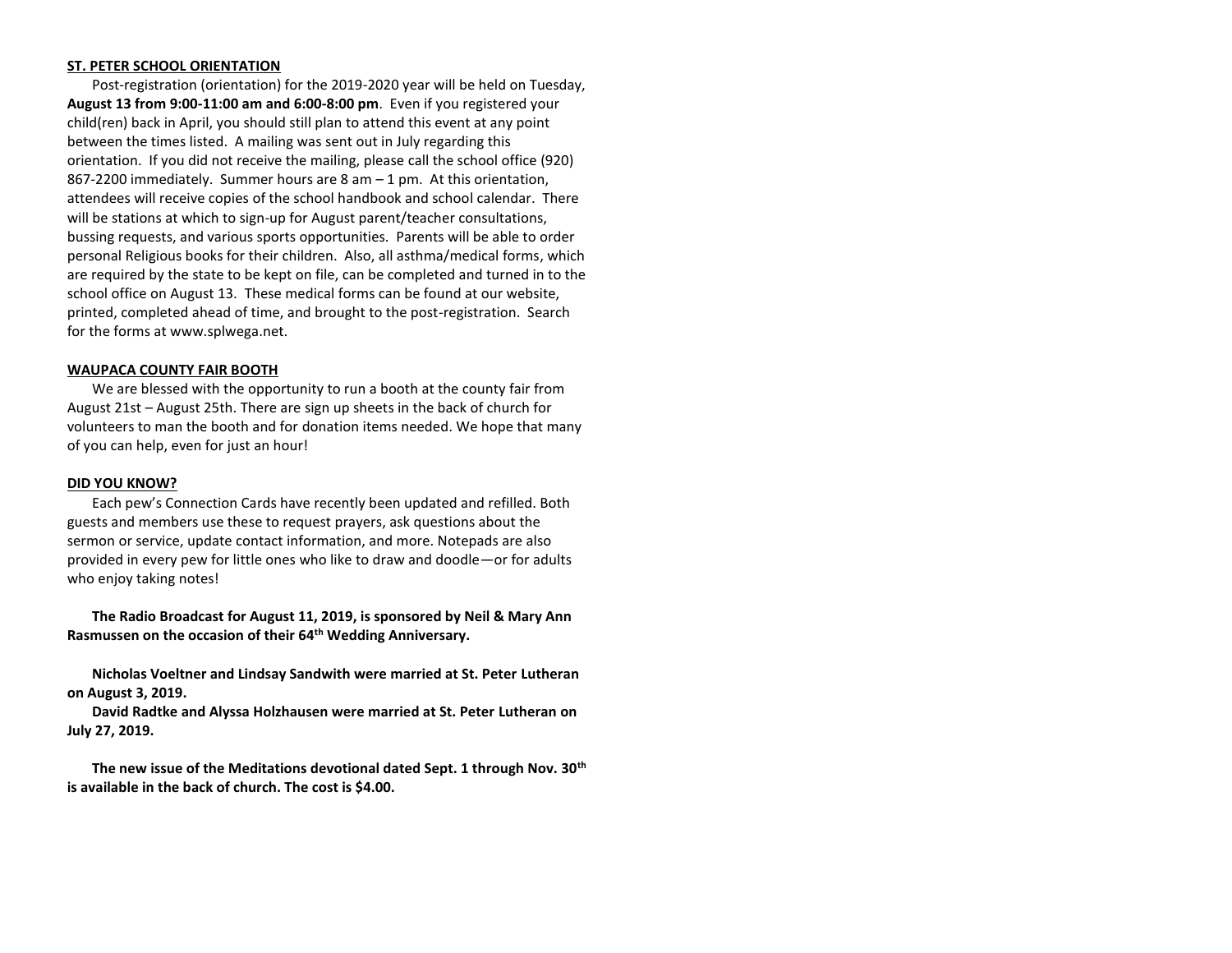**ST. PETER SCHOOL ORIENTATION**

Post-registration (orientation) for the 2019-2020 year will be held on Tuesday, **August 13 from 9:00-11:00 am and 6:00-8:00 pm**. Even if you registered your child(ren) back in April, you should still plan to attend this event at any point between the times listed. A mailing was sent out in July regarding this orientation. If you did not receive the mailing, please call the school office (920) 867-2200 immediately. Summer hours are 8 am – 1 pm. At this orientation, attendees will receive copies of the school handbook and school calendar. There will be stations at which to sign-up for August parent/teacher consultations, bussing requests, and various sports opportunities. Parents will be able to order personal Religious books for their children. Also, all asthma/medical forms, which are required by the state to be kept on file, can be completed and turned in to the school office on August 13. These medical forms can be found at our website, printed, completed ahead of time, and brought to the post-registration. Search for the forms at www.splwega.net.

**WAUPACA COUNTY FAIR BOOTH**

We are blessed with the opportunity to run a booth at the county fair from August 21st – August 25th. There are sign up sheets in the back of church for volunteers to man the booth and for donation items needed. We hope that many of you can help, even for just an hour!

**DID YOU KNOW?**

Each pew's Connection Cards have recently been updated and refilled. Both guests and members use these to request prayers, ask questions about the sermon or service, update contact information, and more. Notepads are also provided in every pew for little ones who like to draw and doodle—or for adults who enjoy taking notes!

**The Radio Broadcast for August 11, 2019, is sponsored by Neil & Mary Ann Rasmussen on the occasion of their 64th Wedding Anniversary.**

**Nicholas Voeltner and Lindsay Sandwith were married at St. Peter Lutheran on August 3, 2019.**

**David Radtke and Alyssa Holzhausen were married at St. Peter Lutheran on July 27, 2019.**

**The new issue of the Meditations devotional dated Sept. 1 through Nov. 30th is available in the back of church. The cost is $4.00.**